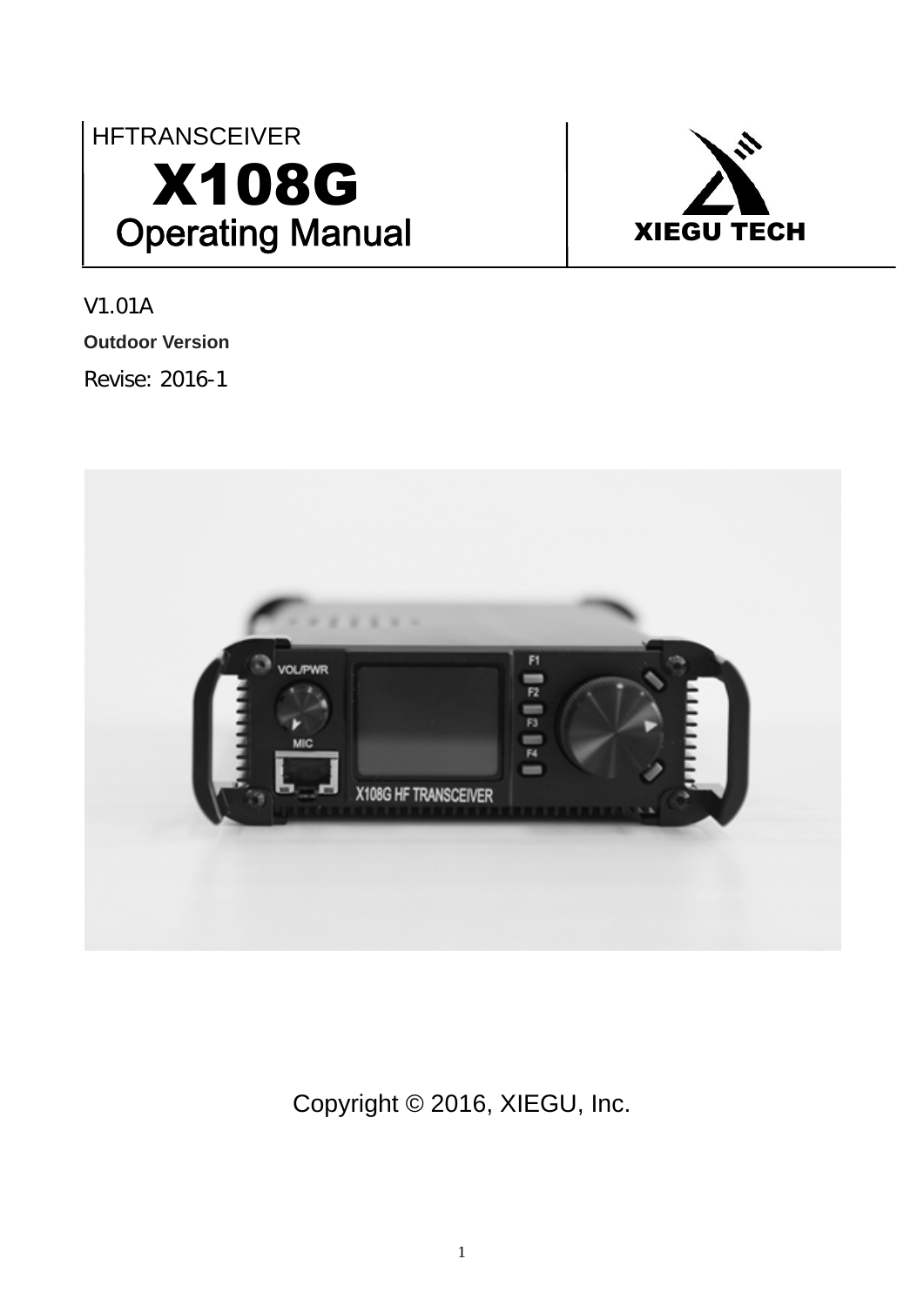HFTRANSCEIVER

# X108G

## Operating Manual

XIEGU TECH

V1.01A

**Outdoor Version**

Revise: 2016-1

Copyright © 2016, XIEGU, Inc.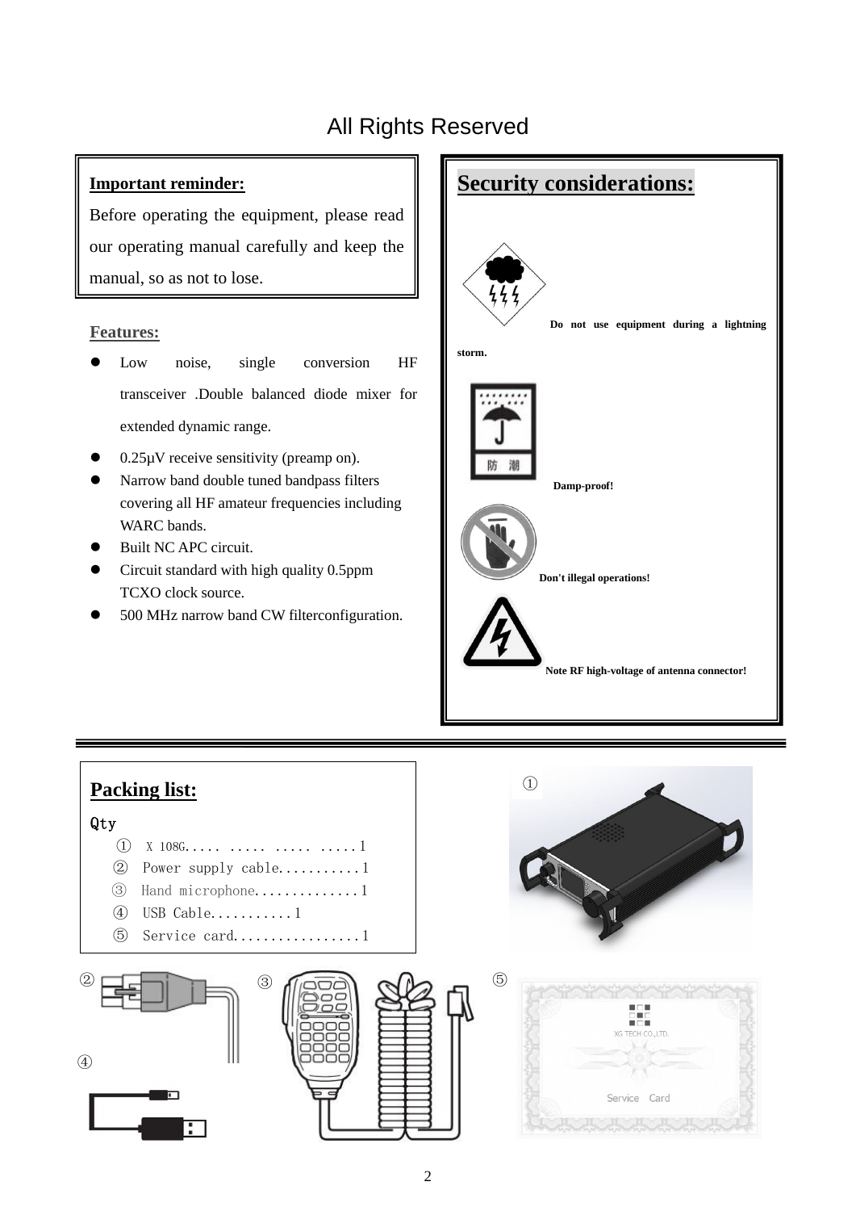# All Rights Reserved

**Important reminder:**

Before operating the equipment, please read our operating manual carefully and keep the manual, so as not to lose.

**Features:**

- Low noise, single conversion HF transceiver .Double balanced diode mixer for extended dynamic range.
- 0.25μV receive sensitivity (preamp on).
- Narrow band double tuned bandpass filters covering all HF amateur frequencies including WARC bands.
- Built NC APC circuit.
- Circuit standard with high quality 0.5ppm TCXO clock source.
- 500 MHz narrow band CW filterconfiguration.

## Security considerations:

**Do not use equipment during a lightning storm.**

防潮

**Damp-proof!**

**Don't illegal operations!**

**Note RF high-voltage of antenna connector!**

## Packing list:

Qty

① X 108G..... ..... ..... .....1
② Power supply cable...........1
③ Hand microphone.............1
④ USB Cable...........1
⑤ Service card.................1

①

② ③ ⑤

④

XG TECH CO.,LTD.

Service Card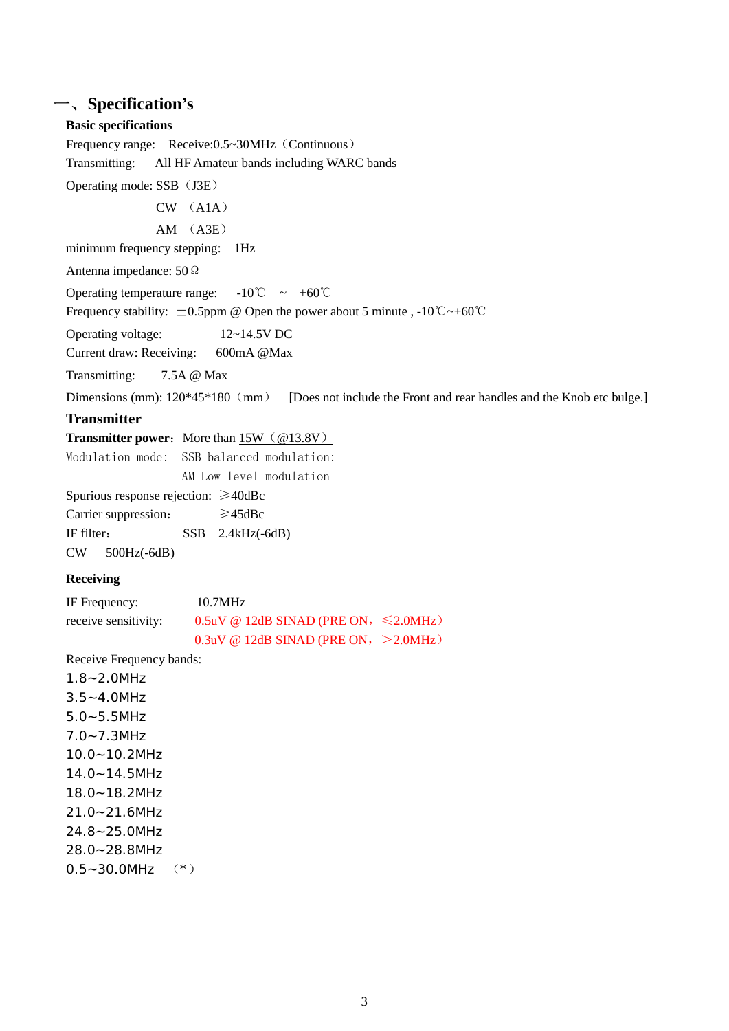# 一、Specification's

**Basic specifications**

Frequency range: Receive:0.5~30MHz（Continuous）

Transmitting: All HF Amateur bands including WARC bands

Operating mode: SSB（J3E）

CW （A1A）

AM （A3E）

minimum frequency stepping: 1Hz

Antenna impedance: 50Ω

Operating temperature range: -10℃ ~ +60℃

Frequency stability: ±0.5ppm @ Open the power about 5 minute , -10℃~+60℃

Operating voltage: 12~14.5V DC

Current draw: Receiving: 600mA @Max

Transmitting: 7.5A @ Max

Dimensions (mm): 120*45*180（mm） [Does not include the Front and rear handles and the Knob etc bulge.]

## Transmitter

**Transmitter power**：More than 15W（@13.8V）

Modulation mode: SSB balanced modulation:

AM Low level modulation

Spurious response rejection: ≥40dBc

Carrier suppression： ≥45dBc

IF filter： SSB 2.4kHz(-6dB)

CW 500Hz(-6dB)

**Receiving**

IF Frequency: 10.7MHz

receive sensitivity: 0.5uV @ 12dB SINAD (PRE ON，≤2.0MHz）

0.3uV @ 12dB SINAD (PRE ON，>2.0MHz）

Receive Frequency bands:

1.8~2.0MHz

3.5~4.0MHz

5.0~5.5MHz

7.0~7.3MHz

10.0~10.2MHz

14.0~14.5MHz

18.0~18.2MHz

21.0~21.6MHz

24.8~25.0MHz

28.0~28.8MHz

0.5~30.0MHz （*）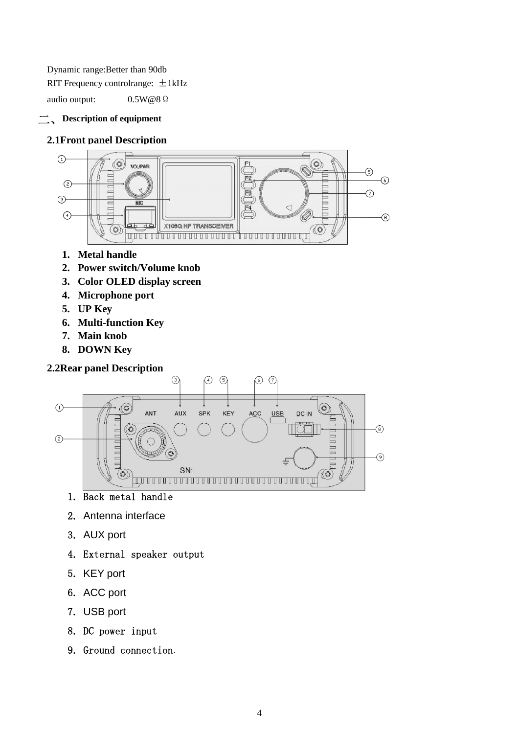Dynamic range:Better than 90db

RIT Frequency controlrange: ±1kHz

audio output: 0.5W@8Ω

## 二、 Description of equipment

### 2.1Front panel Description

1. **Metal handle**
2. **Power switch/Volume knob**
3. **Color OLED display screen**
4. **Microphone port**
5. **UP Key**
6. **Multi-function Key**
7. **Main knob**
8. **DOWN Key**

### 2.2Rear panel Description

1. Back metal handle
2. Antenna interface
3. AUX port
4. External speaker output
5. KEY port
6. ACC port
7. USB port
8. DC power input
9. Ground connection.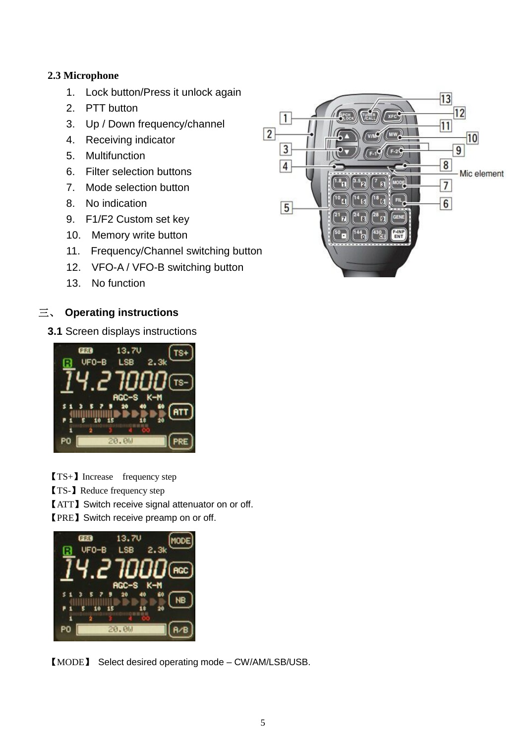### 2.3 Microphone

1. Lock button/Press it unlock again
2. PTT button
3. Up / Down frequency/channel
4. Receiving indicator
5. Multifunction
6. Filter selection buttons
7. Mode selection button
8. No indication
9. F1/F2 Custom set key
10. Memory write button
11. Frequency/Channel switching button
12. VFO-A / VFO-B switching button
13. No function

## 三、 Operating instructions

### 3.1 Screen displays instructions

【TS+】Increase frequency step

【TS-】Reduce frequency step

【ATT】Switch receive signal attenuator on or off.

【PRE】Switch receive preamp on or off.

【MODE】 Select desired operating mode – CW/AM/LSB/USB.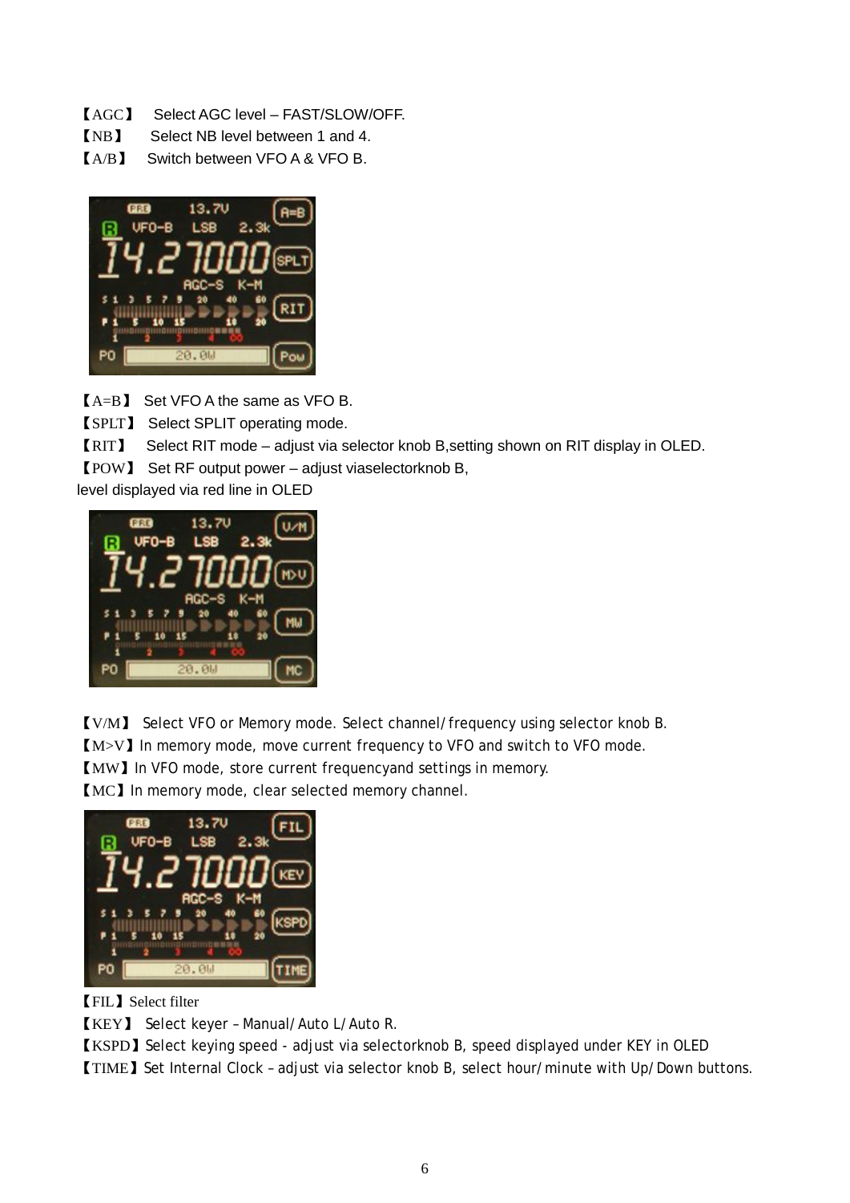【AGC】 Select AGC level – FAST/SLOW/OFF.
【NB】 Select NB level between 1 and 4.
【A/B】 Switch between VFO A & VFO B.

【A=B】 Set VFO A the same as VFO B.
【SPLT】 Select SPLIT operating mode.
【RIT】 Select RIT mode – adjust via selector knob B,setting shown on RIT display in OLED.
【POW】 Set RF output power – adjust viaselectorknob B,
level displayed via red line in OLED

【V/M】 Select VFO or Memory mode. Select channel/frequency using selector knob B.
【M>V】In memory mode, move current frequency to VFO and switch to VFO mode.
【MW】In VFO mode, store current frequencyand settings in memory.
【MC】In memory mode, clear selected memory channel.

【FIL】Select filter
【KEY】 Select keyer – Manual/Auto L/Auto R.
【KSPD】Select keying speed - adjust via selectorknob B, speed displayed under KEY in OLED
【TIME】Set Internal Clock – adjust via selector knob B, select hour/minute with Up/Down buttons.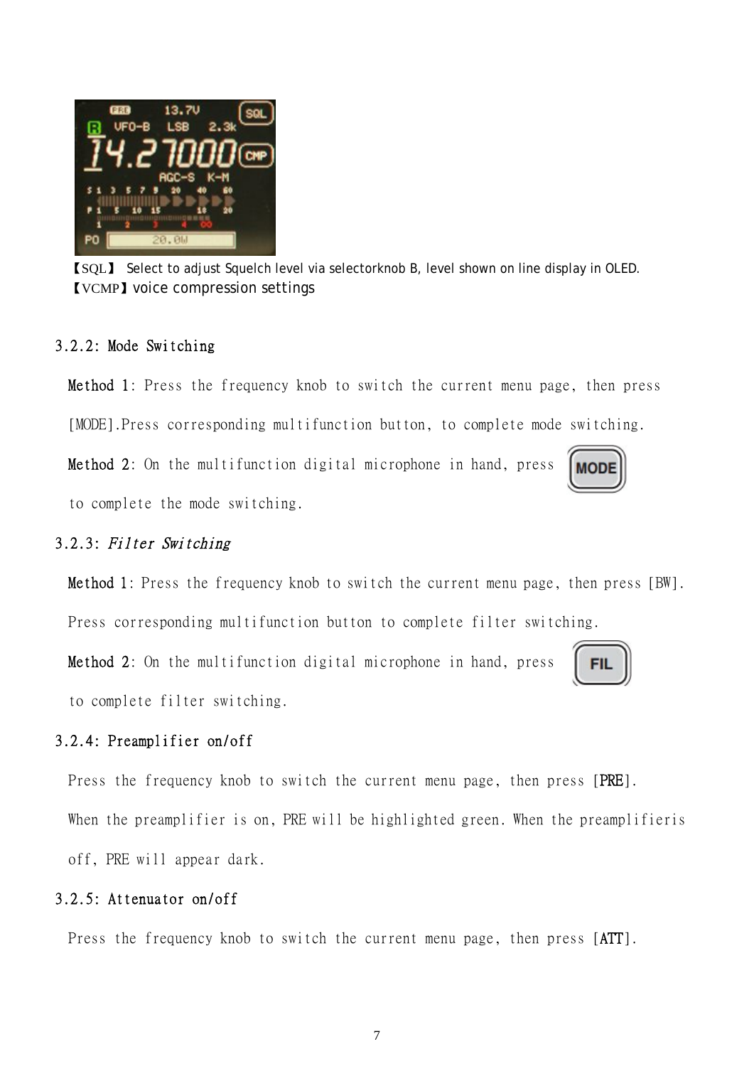【SQL】 Select to adjust Squelch level via selectorknob B, level shown on line display in OLED.

【VCMP】voice compression settings

### 3.2.2: Mode Switching

**Method 1**: Press the frequency knob to switch the current menu page, then press [MODE].Press corresponding multifunction button, to complete mode switching.

**Method 2**: On the multifunction digital microphone in hand, press MODE to complete the mode switching.

### 3.2.3: *Filter Switching*

**Method 1**: Press the frequency knob to switch the current menu page, then press [BW]. Press corresponding multifunction button to complete filter switching.

**Method 2**: On the multifunction digital microphone in hand, press FIL to complete filter switching.

### 3.2.4: Preamplifier on/off

Press the frequency knob to switch the current menu page, then press [**PRE**].

When the preamplifier is on, PRE will be highlighted green. When the preamplifieris off, PRE will appear dark.

### 3.2.5: Attenuator on/off

Press the frequency knob to switch the current menu page, then press [**ATT**].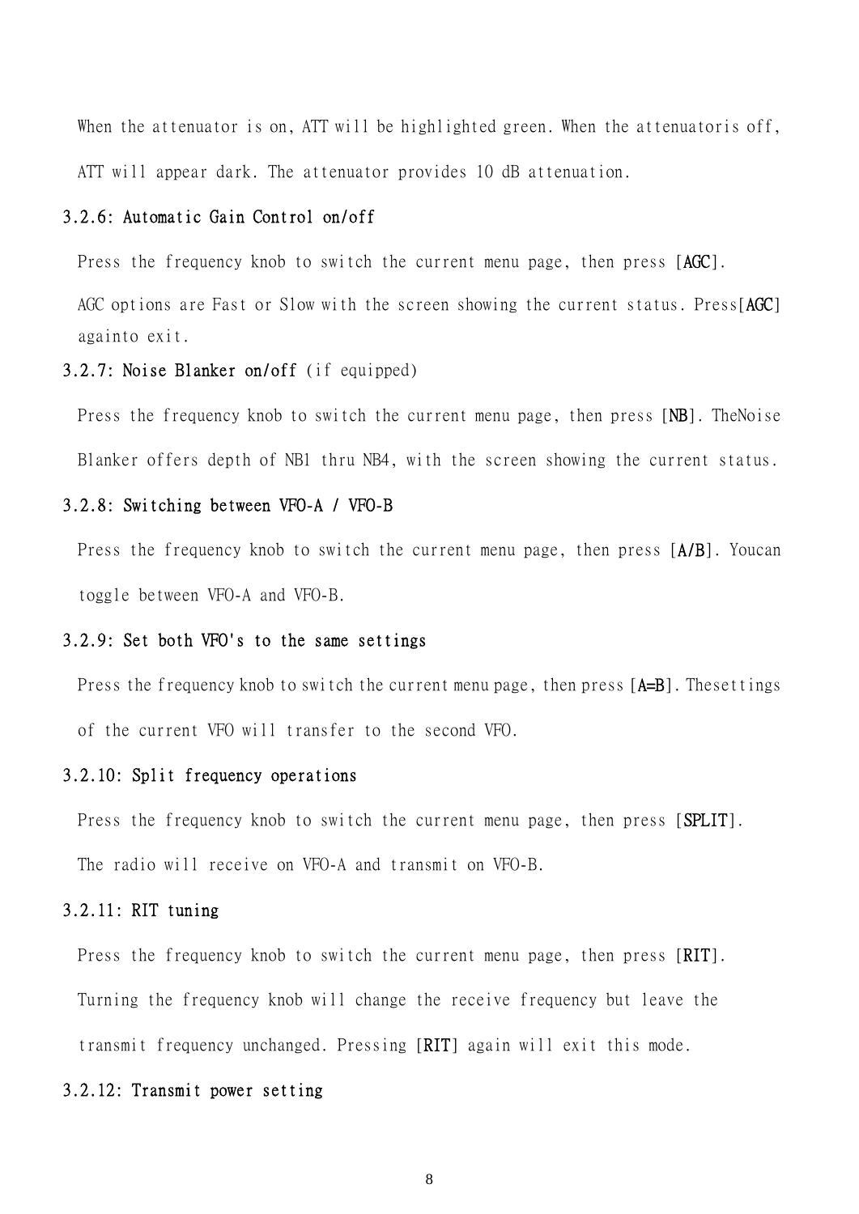When the attenuator is on, ATT will be highlighted green. When the attenuatoris off, ATT will appear dark. The attenuator provides 10 dB attenuation.

### 3.2.6: Automatic Gain Control on/off

Press the frequency knob to switch the current menu page, then press [**AGC**].

AGC options are Fast or Slow with the screen showing the current status. Press[**AGC**] againto exit.

### 3.2.7: Noise Blanker on/off (if equipped)

Press the frequency knob to switch the current menu page, then press [**NB**]. TheNoise Blanker offers depth of NB1 thru NB4, with the screen showing the current status.

### 3.2.8: Switching between VFO-A / VFO-B

Press the frequency knob to switch the current menu page, then press [**A/B**]. Youcan toggle between VFO-A and VFO-B.

### 3.2.9: Set both VFO's to the same settings

Press the frequency knob to switch the current menu page, then press [**A=B**]. Thesettings of the current VFO will transfer to the second VFO.

### 3.2.10: Split frequency operations

Press the frequency knob to switch the current menu page, then press [**SPLIT**].

The radio will receive on VFO-A and transmit on VFO-B.

### 3.2.11: RIT tuning

Press the frequency knob to switch the current menu page, then press [**RIT**].

Turning the frequency knob will change the receive frequency but leave the transmit frequency unchanged. Pressing [**RIT**] again will exit this mode.

### 3.2.12: Transmit power setting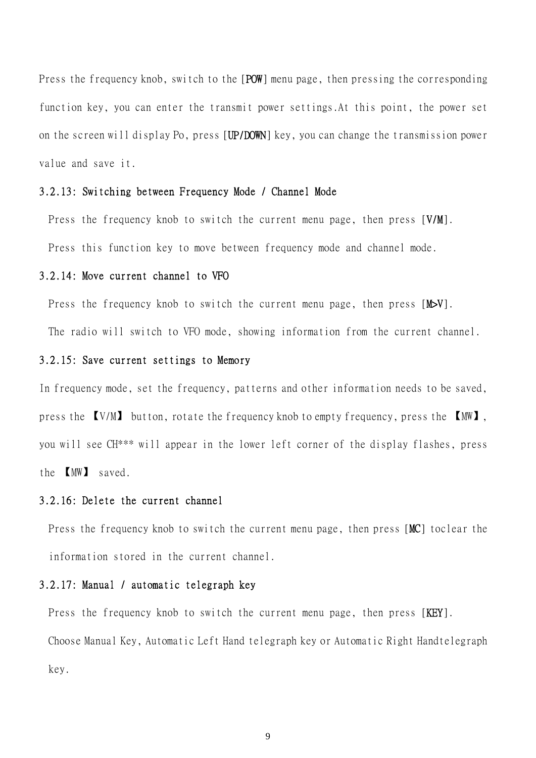Press the frequency knob, switch to the [**POW**] menu page, then pressing the corresponding function key, you can enter the transmit power settings.At this point, the power set on the screen will display Po, press [**UP/DOWN**] key, you can change the transmission power value and save it.

### 3.2.13: Switching between Frequency Mode / Channel Mode

Press the frequency knob to switch the current menu page, then press [**V/M**].

Press this function key to move between frequency mode and channel mode.

### 3.2.14: Move current channel to VFO

Press the frequency knob to switch the current menu page, then press [**M>V**].

The radio will switch to VFO mode, showing information from the current channel.

### 3.2.15: Save current settings to Memory

In frequency mode, set the frequency, patterns and other information needs to be saved, press the 【V/M】 button, rotate the frequency knob to empty frequency, press the 【MW】, you will see CH*** will appear in the lower left corner of the display flashes, press the 【MW】 saved.

### 3.2.16: Delete the current channel

Press the frequency knob to switch the current menu page, then press [**MC**] toclear the information stored in the current channel.

### 3.2.17: Manual / automatic telegraph key

Press the frequency knob to switch the current menu page, then press [**KEY**].

Choose Manual Key, Automatic Left Hand telegraph key or Automatic Right Handtelegraph key.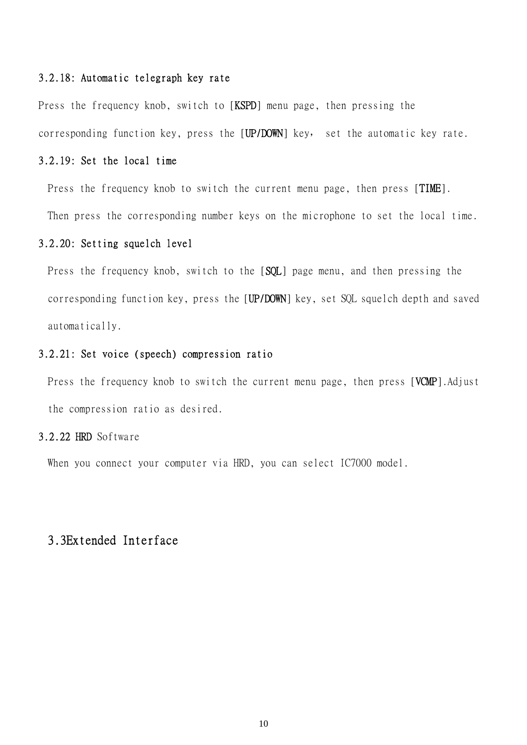### 3.2.18: Automatic telegraph key rate

Press the frequency knob, switch to [KSPD] menu page, then pressing the corresponding function key, press the [UP/DOWN] key， set the automatic key rate.

### 3.2.19: Set the local time

Press the frequency knob to switch the current menu page, then press [TIME]. Then press the corresponding number keys on the microphone to set the local time.

### 3.2.20: Setting squelch level

Press the frequency knob, switch to the [SQL] page menu, and then pressing the corresponding function key, press the [UP/DOWN] key, set SQL squelch depth and saved automatically.

### 3.2.21: Set voice (speech) compression ratio

Press the frequency knob to switch the current menu page, then press [VCMP].Adjust the compression ratio as desired.

### 3.2.22 HRD Software

When you connect your computer via HRD, you can select IC7000 model.

## 3.3Extended Interface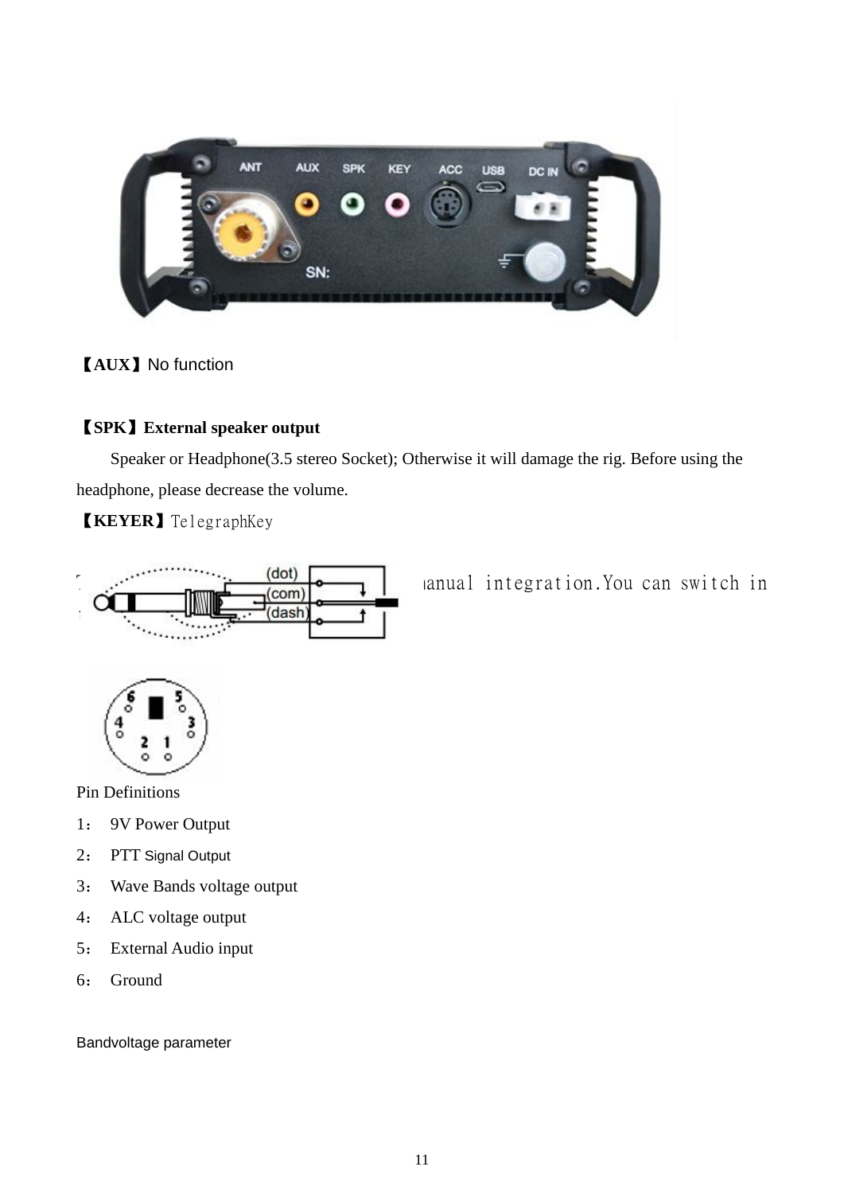【AUX】No function

【SPK】**External speaker output**

Speaker or Headphone(3.5 stereo Socket); Otherwise it will damage the rig. Before using the headphone, please decrease the volume.

【KEYER】TelegraphKey

anual integration.You can switch in

Pin Definitions

1： 9V Power Output

2： PTT Signal Output

3： Wave Bands voltage output

4： ALC voltage output

5： External Audio input

6： Ground

Bandvoltage parameter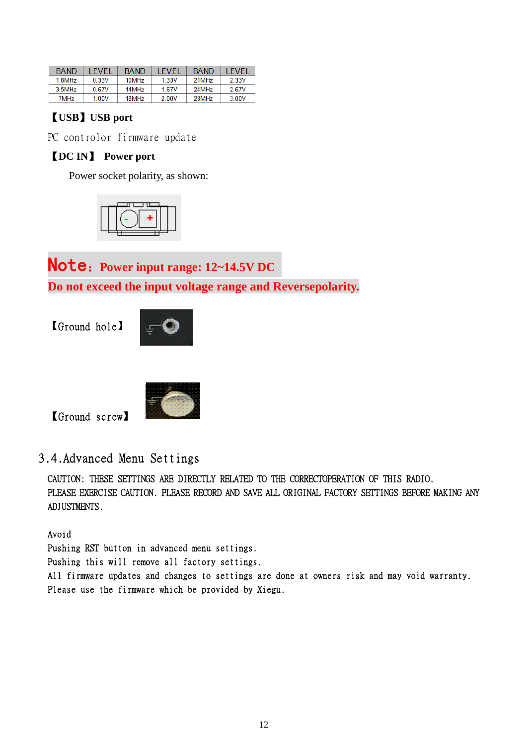| BAND | LEVEL | BAND | LEVEL | BAND | LEVEL |
|---|---|---|---|---|---|
| 1.8MHz | 0.33V | 10MHz | 1.33V | 21MHz | 2.33V |
| 3.5MHz | 0.67V | 14MHz | 1.67V | 24MHz | 2.67V |
| 7MHz | 1.00V | 18MHz | 2.00V | 28MHz | 3.00V |

**【USB】USB port**

PC controlor firmware update

**【DC IN】 Power port**

Power socket polarity, as shown:

**Note：Power input range: 12~14.5V DC**

**Do not exceed the input voltage range and Reversepolarity.**

【Ground hole】

【Ground screw】

## 3.4.Advanced Menu Settings

CAUTION: THESE SETTINGS ARE DIRECTLY RELATED TO THE CORRECTOPERATION OF THIS RADIO. PLEASE EXERCISE CAUTION. PLEASE RECORD AND SAVE ALL ORIGINAL FACTORY SETTINGS BEFORE MAKING ANY ADJUSTMENTS.

Avoid
Pushing RST button in advanced menu settings.
Pushing this will remove all factory settings.
All firmware updates and changes to settings are done at owners risk and may void warranty.
Please use the firmware which be provided by Xiegu.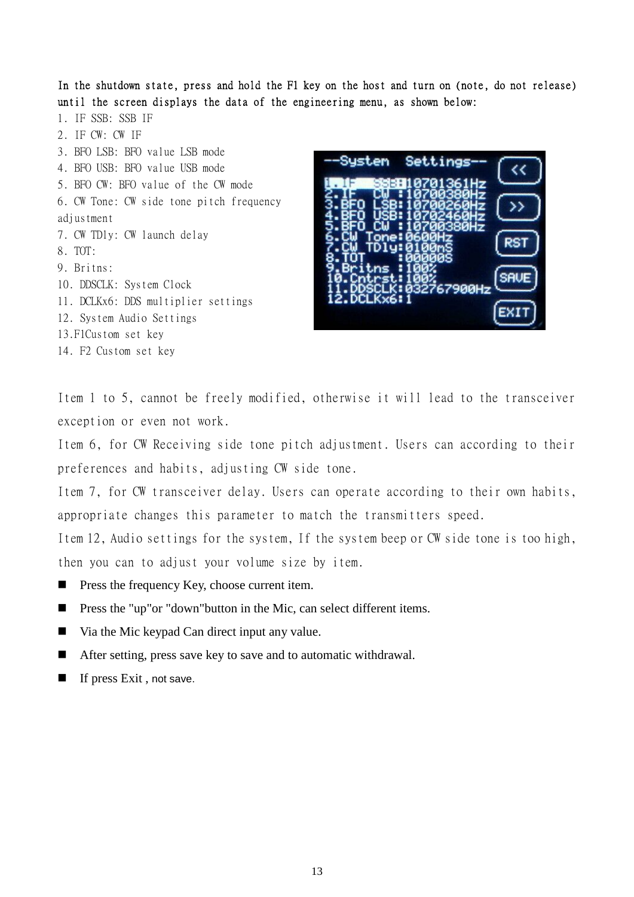**In the shutdown state, press and hold the F1 key on the host and turn on (note, do not release) until the screen displays the data of the engineering menu, as shown below:**

1. IF SSB: SSB IF
2. IF CW: CW IF
3. BFO LSB: BFO value LSB mode
4. BFO USB: BFO value USB mode
5. BFO CW: BFO value of the CW mode
6. CW Tone: CW side tone pitch frequency adjustment
7. CW TDly: CW launch delay
8. TOT:
9. Britns:
10. DDSCLK: System Clock
11. DCLKx6: DDS multiplier settings
12. System Audio Settings
13. F1Custom set key
14. F2 Custom set key

Item 1 to 5, cannot be freely modified, otherwise it will lead to the transceiver exception or even not work.

Item 6, for CW Receiving side tone pitch adjustment. Users can according to their preferences and habits, adjusting CW side tone.

Item 7, for CW transceiver delay. Users can operate according to their own habits, appropriate changes this parameter to match the transmitters speed.

Item 12, Audio settings for the system, If the system beep or CW side tone is too high, then you can to adjust your volume size by item.

- Press the frequency Key, choose current item.
- Press the "up"or "down"button in the Mic, can select different items.
- Via the Mic keypad Can direct input any value.
- After setting, press save key to save and to automatic withdrawal.
- If press Exit , not save.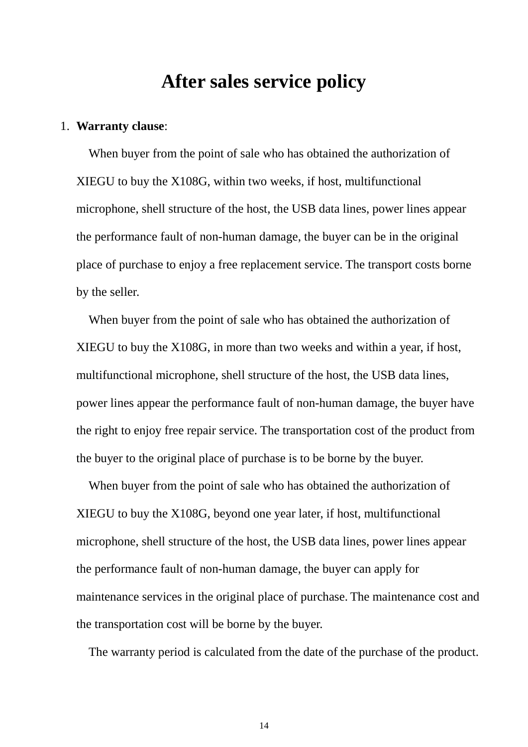# After sales service policy

1. **Warranty clause**:

   When buyer from the point of sale who has obtained the authorization of XIEGU to buy the X108G, within two weeks, if host, multifunctional microphone, shell structure of the host, the USB data lines, power lines appear the performance fault of non-human damage, the buyer can be in the original place of purchase to enjoy a free replacement service. The transport costs borne by the seller.

   When buyer from the point of sale who has obtained the authorization of XIEGU to buy the X108G, in more than two weeks and within a year, if host, multifunctional microphone, shell structure of the host, the USB data lines, power lines appear the performance fault of non-human damage, the buyer have the right to enjoy free repair service. The transportation cost of the product from the buyer to the original place of purchase is to be borne by the buyer.

   When buyer from the point of sale who has obtained the authorization of XIEGU to buy the X108G, beyond one year later, if host, multifunctional microphone, shell structure of the host, the USB data lines, power lines appear the performance fault of non-human damage, the buyer can apply for maintenance services in the original place of purchase. The maintenance cost and the transportation cost will be borne by the buyer.

   The warranty period is calculated from the date of the purchase of the product.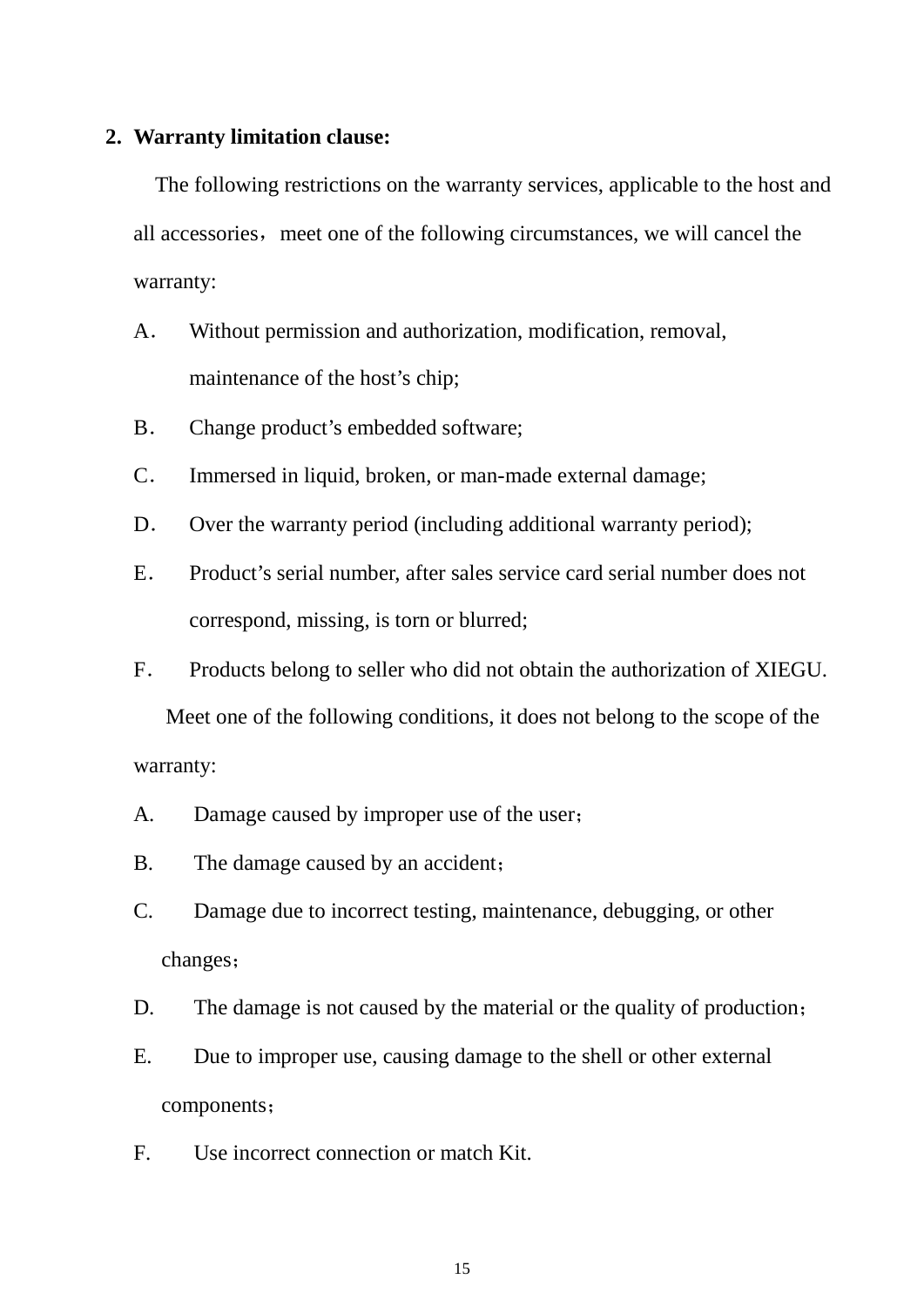2. **Warranty limitation clause:**

The following restrictions on the warranty services, applicable to the host and all accessories， meet one of the following circumstances, we will cancel the warranty:

A． Without permission and authorization, modification, removal, maintenance of the host’s chip;

B． Change product’s embedded software;

C． Immersed in liquid, broken, or man-made external damage;

D． Over the warranty period (including additional warranty period);

E． Product’s serial number, after sales service card serial number does not correspond, missing, is torn or blurred;

F． Products belong to seller who did not obtain the authorization of XIEGU.

Meet one of the following conditions, it does not belong to the scope of the warranty:

A. Damage caused by improper use of the user；

B. The damage caused by an accident；

C. Damage due to incorrect testing, maintenance, debugging, or other changes；

D. The damage is not caused by the material or the quality of production；

E. Due to improper use, causing damage to the shell or other external components；

F. Use incorrect connection or match Kit.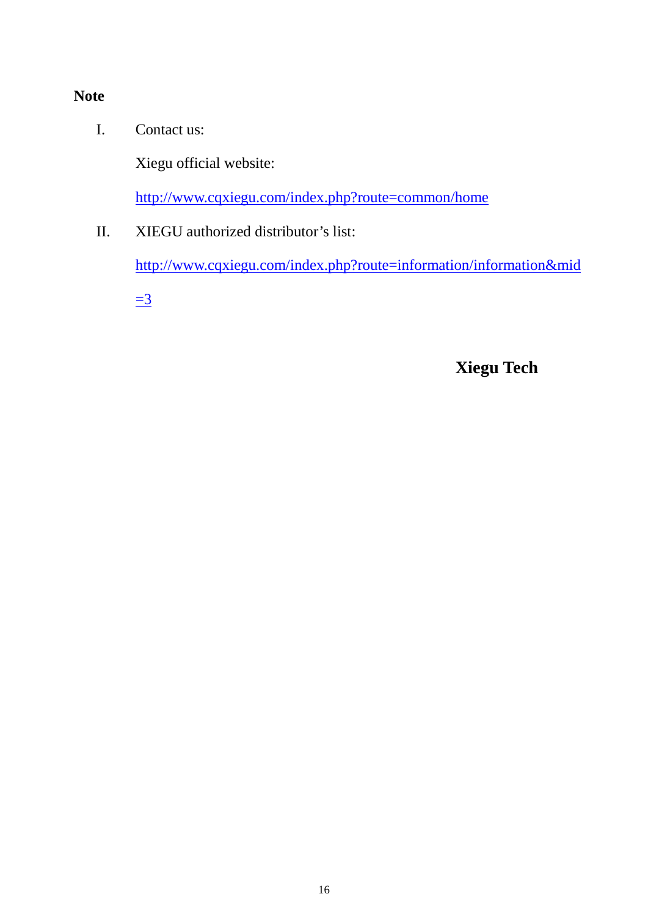**Note**

I. Contact us:

   Xiegu official website:

   http://www.cqxiegu.com/index.php?route=common/home

II. XIEGU authorized distributor's list:

   http://www.cqxiegu.com/index.php?route=information/information&mid=3

**Xiegu Tech**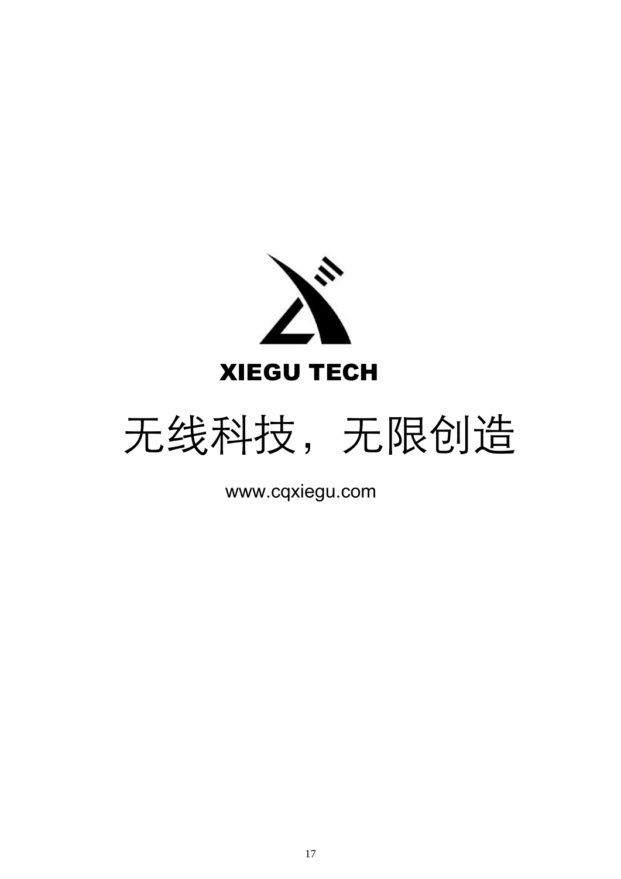XIEGU TECH

无线科技，无限创造

www.cqxiegu.com